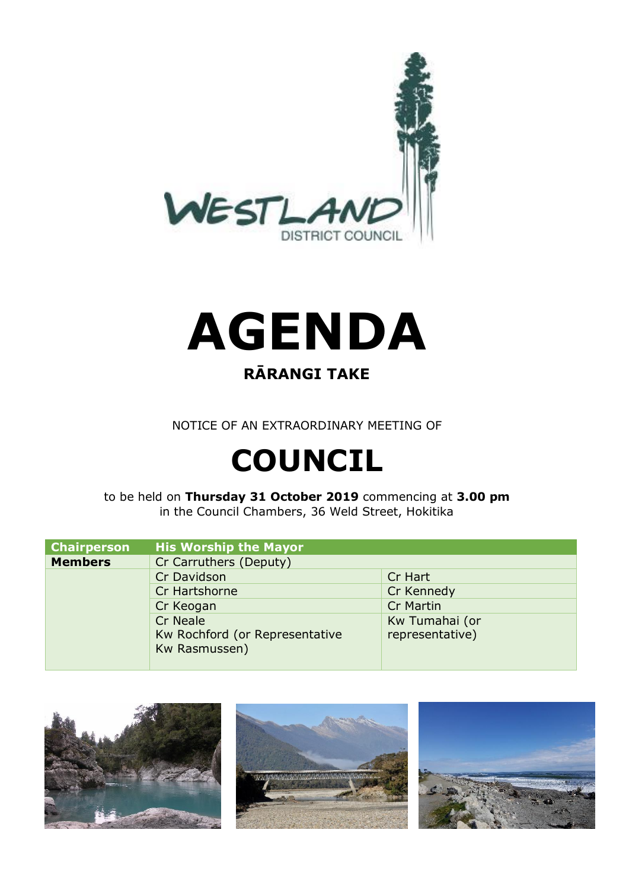# AGENDA

## RĀRANGI TAKE

NOTICE OF AN EXTRAORDINARY MEETING OF

# COUNCIL

to be held on **Thursday 31 October 2019** commencing at **3.00 pm** in the Council Chambers, 36 Weld Street, Hokitika

| **Chairperson** | **His Worship the Mayor** | |
|---|---|---|
| **Members** | Cr Carruthers (Deputy) | |
| | Cr Davidson | Cr Hart |
| | Cr Hartshorne | Cr Kennedy |
| | Cr Keogan | Cr Martin |
| | Cr Neale<br>Kw Rochford (or Representative Kw Rasmussen) | Kw Tumahai (or representative) |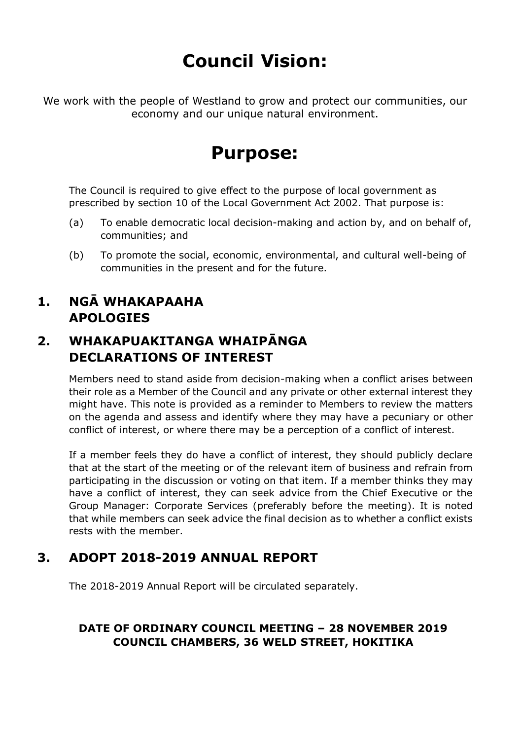# Council Vision:

We work with the people of Westland to grow and protect our communities, our economy and our unique natural environment.

# Purpose:

The Council is required to give effect to the purpose of local government as prescribed by section 10 of the Local Government Act 2002. That purpose is:

(a) To enable democratic local decision-making and action by, and on behalf of, communities; and

(b) To promote the social, economic, environmental, and cultural well-being of communities in the present and for the future.

## 1. NGĀ WHAKAPAAHA APOLOGIES

## 2. WHAKAPUAKITANGA WHAIPĀNGA DECLARATIONS OF INTEREST

Members need to stand aside from decision-making when a conflict arises between their role as a Member of the Council and any private or other external interest they might have. This note is provided as a reminder to Members to review the matters on the agenda and assess and identify where they may have a pecuniary or other conflict of interest, or where there may be a perception of a conflict of interest.

If a member feels they do have a conflict of interest, they should publicly declare that at the start of the meeting or of the relevant item of business and refrain from participating in the discussion or voting on that item. If a member thinks they may have a conflict of interest, they can seek advice from the Chief Executive or the Group Manager: Corporate Services (preferably before the meeting). It is noted that while members can seek advice the final decision as to whether a conflict exists rests with the member.

## 3. ADOPT 2018-2019 ANNUAL REPORT

The 2018-2019 Annual Report will be circulated separately.

**DATE OF ORDINARY COUNCIL MEETING – 28 NOVEMBER 2019**
**COUNCIL CHAMBERS, 36 WELD STREET, HOKITIKA**